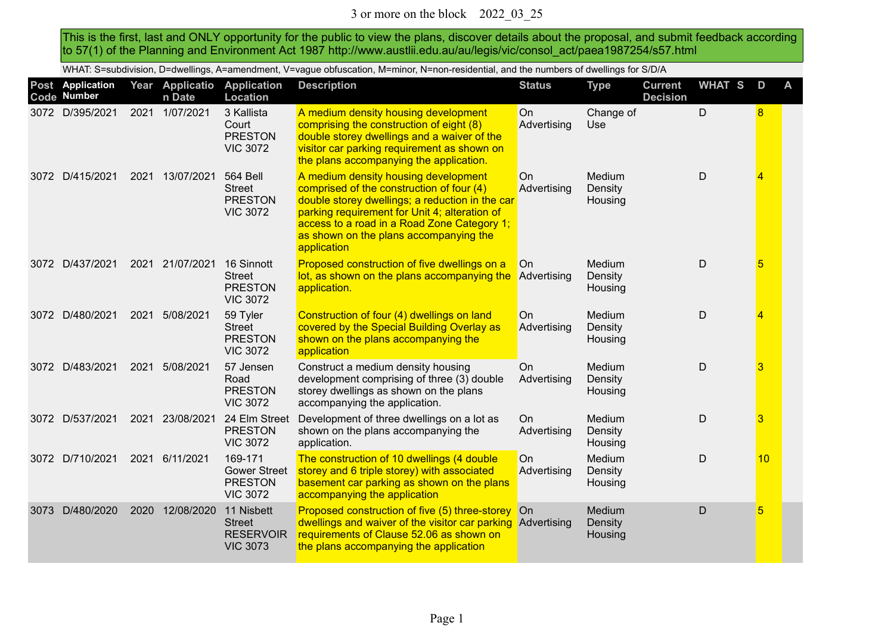3 or more on the block 2022_03_25

This is the first, last and ONLY opportunity for the public to view the plans, discover details about the proposal, and submit feedback according to 57(1) of the Planning and Environment Act 1987 http://www.austlii.edu.au/au/legis/vic/consol_act/paea1987254/s57.html

WHAT: S=subdivision, D=dwellings, A=amendment, V=vague obfuscation, M=minor, N=non-residential, and the numbers of dwellings for S/D/A

| Post Code | Application Number | Year | Application Date | Application Location | Description | Status | Type | Current Decision | WHAT | S | D | A |
|---|---|---|---|---|---|---|---|---|---|---|---|---|
| 3072 | D/395/2021 | 2021 | 1/07/2021 | 3 Kallista Court PRESTON VIC 3072 | A medium density housing development comprising the construction of eight (8) double storey dwellings and a waiver of the visitor car parking requirement as shown on the plans accompanying the application. | On Advertising | Change of Use | | D | | 8 | |
| 3072 | D/415/2021 | 2021 | 13/07/2021 | 564 Bell Street PRESTON VIC 3072 | A medium density housing development comprised of the construction of four (4) double storey dwellings; a reduction in the car parking requirement for Unit 4; alteration of access to a road in a Road Zone Category 1; as shown on the plans accompanying the application | On Advertising | Medium Density Housing | | D | | 4 | |
| 3072 | D/437/2021 | 2021 | 21/07/2021 | 16 Sinnott Street PRESTON VIC 3072 | Proposed construction of five dwellings on a lot, as shown on the plans accompanying the application. | On Advertising | Medium Density Housing | | D | | 5 | |
| 3072 | D/480/2021 | 2021 | 5/08/2021 | 59 Tyler Street PRESTON VIC 3072 | Construction of four (4) dwellings on land covered by the Special Building Overlay as shown on the plans accompanying the application | On Advertising | Medium Density Housing | | D | | 4 | |
| 3072 | D/483/2021 | 2021 | 5/08/2021 | 57 Jensen Road PRESTON VIC 3072 | Construct a medium density housing development comprising of three (3) double storey dwellings as shown on the plans accompanying the application. | On Advertising | Medium Density Housing | | D | | 3 | |
| 3072 | D/537/2021 | 2021 | 23/08/2021 | 24 Elm Street PRESTON VIC 3072 | Development of three dwellings on a lot as shown on the plans accompanying the application. | On Advertising | Medium Density Housing | | D | | 3 | |
| 3072 | D/710/2021 | 2021 | 6/11/2021 | 169-171 Gower Street PRESTON VIC 3072 | The construction of 10 dwellings (4 double storey and 6 triple storey) with associated basement car parking as shown on the plans accompanying the application | On Advertising | Medium Density Housing | | D | | 10 | |
| 3073 | D/480/2020 | 2020 | 12/08/2020 | 11 Nisbett Street RESERVOIR VIC 3073 | Proposed construction of five (5) three-storey dwellings and waiver of the visitor car parking requirements of Clause 52.06 as shown on the plans accompanying the application | On Advertising | Medium Density Housing | | D | | 5 | |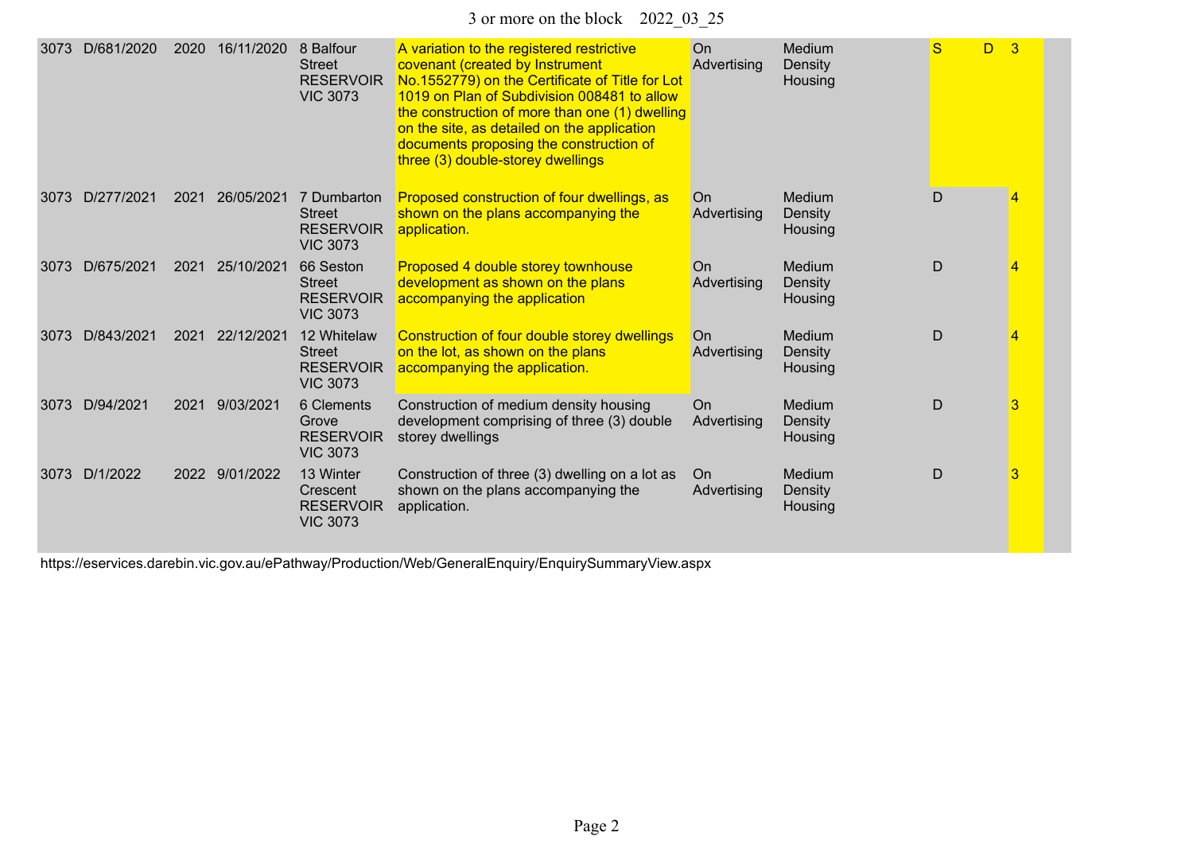| | | | | | | | | | | |
|---|---|---|---|---|---|---|---|---|---|---|
| 3073 | D/681/2020 | 2020 | 16/11/2020 | 8 Balfour Street RESERVOIR VIC 3073 | A variation to the registered restrictive covenant (created by Instrument No.1552779) on the Certificate of Title for Lot 1019 on Plan of Subdivision 008481 to allow the construction of more than one (1) dwelling on the site, as detailed on the application documents proposing the construction of three (3) double-storey dwellings | On Advertising | Medium Density Housing | S | D | 3 |
| 3073 | D/277/2021 | 2021 | 26/05/2021 | 7 Dumbarton Street RESERVOIR VIC 3073 | Proposed construction of four dwellings, as shown on the plans accompanying the application. | On Advertising | Medium Density Housing | D | | 4 |
| 3073 | D/675/2021 | 2021 | 25/10/2021 | 66 Seston Street RESERVOIR VIC 3073 | Proposed 4 double storey townhouse development as shown on the plans accompanying the application | On Advertising | Medium Density Housing | D | | 4 |
| 3073 | D/843/2021 | 2021 | 22/12/2021 | 12 Whitelaw Street RESERVOIR VIC 3073 | Construction of four double storey dwellings on the lot, as shown on the plans accompanying the application. | On Advertising | Medium Density Housing | D | | 4 |
| 3073 | D/94/2021 | 2021 | 9/03/2021 | 6 Clements Grove RESERVOIR VIC 3073 | Construction of medium density housing development comprising of three (3) double storey dwellings | On Advertising | Medium Density Housing | D | | 3 |
| 3073 | D/1/2022 | 2022 | 9/01/2022 | 13 Winter Crescent RESERVOIR VIC 3073 | Construction of three (3) dwelling on a lot as shown on the plans accompanying the application. | On Advertising | Medium Density Housing | D | | 3 |

https://eservices.darebin.vic.gov.au/ePathway/Production/Web/GeneralEnquiry/EnquirySummaryView.aspx